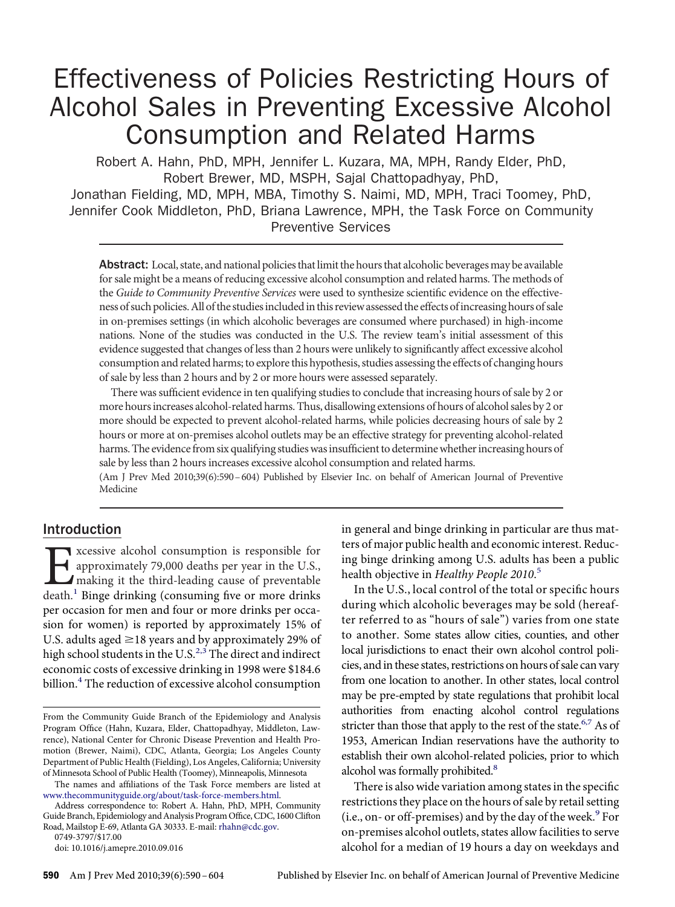# Effectiveness of Policies Restricting Hours of Alcohol Sales in Preventing Excessive Alcohol Consumption and Related Harms

Robert A. Hahn, PhD, MPH, Jennifer L. Kuzara, MA, MPH, Randy Elder, PhD, Robert Brewer, MD, MSPH, Sajal Chattopadhyay, PhD, Jonathan Fielding, MD, MPH, MBA, Timothy S. Naimi, MD, MPH, Traci Toomey, PhD, Jennifer Cook Middleton, PhD, Briana Lawrence, MPH, the Task Force on Community Preventive Services

**Abstract:** Local, state, and national policies that limit the hours that alcoholic beverages may be available for sale might be a means of reducing excessive alcohol consumption and related harms. The methods of the *Guide to Community Preventive Services* were used to synthesize scientific evidence on the effectiveness of such policies. All of the studies included in this review assessed the effects of increasing hours of sale in on-premises settings (in which alcoholic beverages are consumed where purchased) in high-income nations. None of the studies was conducted in the U.S. The review team's initial assessment of this evidence suggested that changes of less than 2 hours were unlikely to significantly affect excessive alcohol consumption and related harms; to explore this hypothesis, studies assessing the effects of changing hours of sale by less than 2 hours and by 2 or more hours were assessed separately.

There was sufficient evidence in ten qualifying studies to conclude that increasing hours of sale by 2 or more hours increases alcohol-related harms. Thus, disallowing extensions of hours of alcohol sales by 2 or more should be expected to prevent alcohol-related harms, while policies decreasing hours of sale by 2 hours or more at on-premises alcohol outlets may be an effective strategy for preventing alcohol-related harms. The evidence from six qualifying studies was insufficient to determine whether increasing hours of sale by less than 2 hours increases excessive alcohol consumption and related harms.

(Am J Prev Med 2010;39(6):590–604) Published by Elsevier Inc. on behalf of American Journal of Preventive Medicine

## Introduction

Excessive alcohol consumption is responsible for approximately 79,000 deaths per year in the U.S., making it the third-leading cause of preventable death.[1] Binge drinking (consuming five or more drinks per occasion for men and four or more drinks per occasion for women) is reported by approximately 15% of U.S. adults aged ≥18 years and by approximately 29% of high school students in the U.S.[2,3] The direct and indirect economic costs of excessive drinking in 1998 were $184.6 billion.[4] The reduction of excessive alcohol consumption in general and binge drinking in particular are thus matters of major public health and economic interest. Reducing binge drinking among U.S. adults has been a public health objective in *Healthy People 2010*.[5]

In the U.S., local control of the total or specific hours during which alcoholic beverages may be sold (hereafter referred to as "hours of sale") varies from one state to another. Some states allow cities, counties, and other local jurisdictions to enact their own alcohol control policies, and in these states, restrictions on hours of sale can vary from one location to another. In other states, local control may be pre-empted by state regulations that prohibit local authorities from enacting alcohol control regulations stricter than those that apply to the rest of the state.[6,7] As of 1953, American Indian reservations have the authority to establish their own alcohol-related policies, prior to which alcohol was formally prohibited.[8]

There is also wide variation among states in the specific restrictions they place on the hours of sale by retail setting (i.e., on- or off-premises) and by the day of the week.[9] For on-premises alcohol outlets, states allow facilities to serve alcohol for a median of 19 hours a day on weekdays and

---

From the Community Guide Branch of the Epidemiology and Analysis Program Office (Hahn, Kuzara, Elder, Chattopadhyay, Middleton, Lawrence), National Center for Chronic Disease Prevention and Health Promotion (Brewer, Naimi), CDC, Atlanta, Georgia; Los Angeles County Department of Public Health (Fielding), Los Angeles, California; University of Minnesota School of Public Health (Toomey), Minneapolis, Minnesota

The names and affiliations of the Task Force members are listed at www.thecommunityguide.org/about/task-force-members.html.

Address correspondence to: Robert A. Hahn, PhD, MPH, Community Guide Branch, Epidemiology and Analysis Program Office, CDC, 1600 Clifton Road, Mailstop E-69, Atlanta GA 30333. E-mail: rhahn@cdc.gov.

0749-3797/$17.00

doi: 10.1016/j.amepre.2010.09.016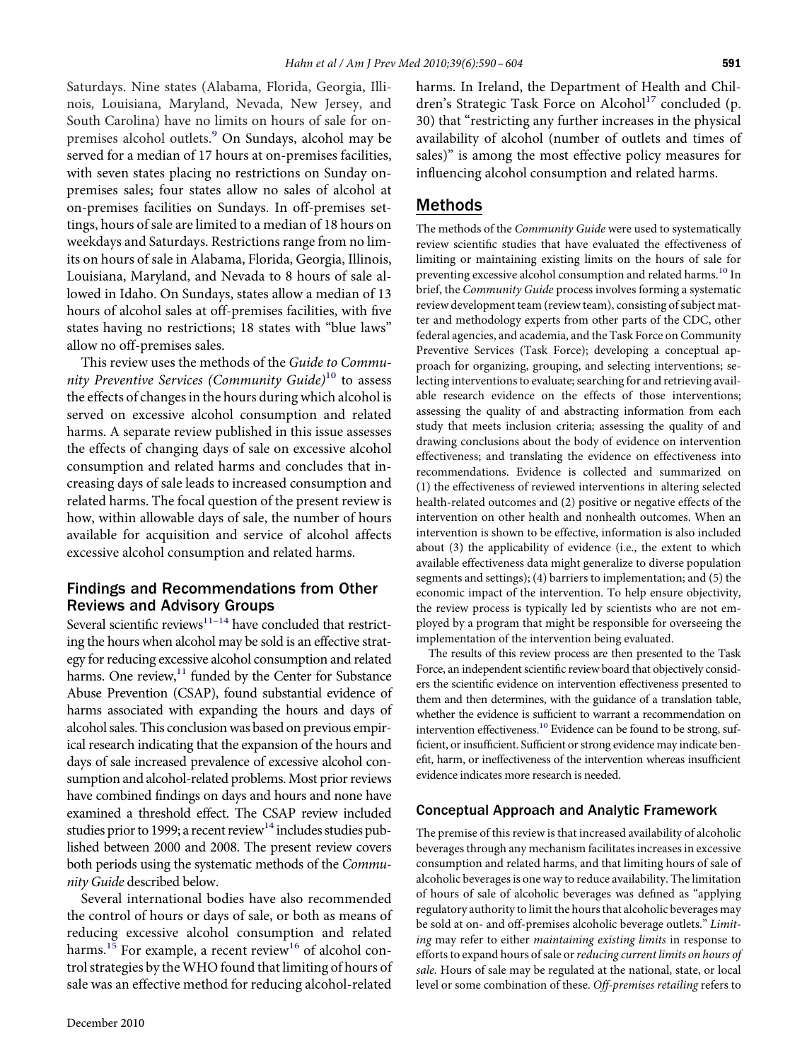Saturdays. Nine states (Alabama, Florida, Georgia, Illinois, Louisiana, Maryland, Nevada, New Jersey, and South Carolina) have no limits on hours of sale for on-premises alcohol outlets.[9] On Sundays, alcohol may be served for a median of 17 hours at on-premises facilities, with seven states placing no restrictions on Sunday on-premises sales; four states allow no sales of alcohol at on-premises facilities on Sundays. In off-premises settings, hours of sale are limited to a median of 18 hours on weekdays and Saturdays. Restrictions range from no limits on hours of sale in Alabama, Florida, Georgia, Illinois, Louisiana, Maryland, and Nevada to 8 hours of sale allowed in Idaho. On Sundays, states allow a median of 13 hours of alcohol sales at off-premises facilities, with five states having no restrictions; 18 states with "blue laws" allow no off-premises sales.

This review uses the methods of the *Guide to Community Preventive Services (Community Guide)*[10] to assess the effects of changes in the hours during which alcohol is served on excessive alcohol consumption and related harms. A separate review published in this issue assesses the effects of changing days of sale on excessive alcohol consumption and related harms and concludes that increasing days of sale leads to increased consumption and related harms. The focal question of the present review is how, within allowable days of sale, the number of hours available for acquisition and service of alcohol affects excessive alcohol consumption and related harms.

### Findings and Recommendations from Other Reviews and Advisory Groups

Several scientific reviews[11–14] have concluded that restricting the hours when alcohol may be sold is an effective strategy for reducing excessive alcohol consumption and related harms. One review,[11] funded by the Center for Substance Abuse Prevention (CSAP), found substantial evidence of harms associated with expanding the hours and days of alcohol sales. This conclusion was based on previous empirical research indicating that the expansion of the hours and days of sale increased prevalence of excessive alcohol consumption and alcohol-related problems. Most prior reviews have combined findings on days and hours and none have examined a threshold effect. The CSAP review included studies prior to 1999; a recent review[14] includes studies published between 2000 and 2008. The present review covers both periods using the systematic methods of the *Community Guide* described below.

Several international bodies have also recommended the control of hours or days of sale, or both as means of reducing excessive alcohol consumption and related harms.[15] For example, a recent review[16] of alcohol control strategies by the WHO found that limiting of hours of sale was an effective method for reducing alcohol-related harms. In Ireland, the Department of Health and Children's Strategic Task Force on Alcohol[17] concluded (p. 30) that "restricting any further increases in the physical availability of alcohol (number of outlets and times of sales)" is among the most effective policy measures for influencing alcohol consumption and related harms.

## Methods

The methods of the *Community Guide* were used to systematically review scientific studies that have evaluated the effectiveness of limiting or maintaining existing limits on the hours of sale for preventing excessive alcohol consumption and related harms.[10] In brief, the *Community Guide* process involves forming a systematic review development team (review team), consisting of subject matter and methodology experts from other parts of the CDC, other federal agencies, and academia, and the Task Force on Community Preventive Services (Task Force); developing a conceptual approach for organizing, grouping, and selecting interventions; selecting interventions to evaluate; searching for and retrieving available research evidence on the effects of those interventions; assessing the quality of and abstracting information from each study that meets inclusion criteria; assessing the quality of and drawing conclusions about the body of evidence on intervention effectiveness; and translating the evidence on effectiveness into recommendations. Evidence is collected and summarized on (1) the effectiveness of reviewed interventions in altering selected health-related outcomes and (2) positive or negative effects of the intervention on other health and nonhealth outcomes. When an intervention is shown to be effective, information is also included about (3) the applicability of evidence (i.e., the extent to which available effectiveness data might generalize to diverse population segments and settings); (4) barriers to implementation; and (5) the economic impact of the intervention. To help ensure objectivity, the review process is typically led by scientists who are not employed by a program that might be responsible for overseeing the implementation of the intervention being evaluated.

The results of this review process are then presented to the Task Force, an independent scientific review board that objectively considers the scientific evidence on intervention effectiveness presented to them and then determines, with the guidance of a translation table, whether the evidence is sufficient to warrant a recommendation on intervention effectiveness.[10] Evidence can be found to be strong, sufficient, or insufficient. Sufficient or strong evidence may indicate benefit, harm, or ineffectiveness of the intervention whereas insufficient evidence indicates more research is needed.

### Conceptual Approach and Analytic Framework

The premise of this review is that increased availability of alcoholic beverages through any mechanism facilitates increases in excessive consumption and related harms, and that limiting hours of sale of alcoholic beverages is one way to reduce availability. The limitation of hours of sale of alcoholic beverages was defined as "applying regulatory authority to limit the hours that alcoholic beverages may be sold at on- and off-premises alcoholic beverage outlets." *Limiting* may refer to either *maintaining existing limits* in response to efforts to expand hours of sale or *reducing current limits on hours of sale.* Hours of sale may be regulated at the national, state, or local level or some combination of these. *Off-premises retailing* refers to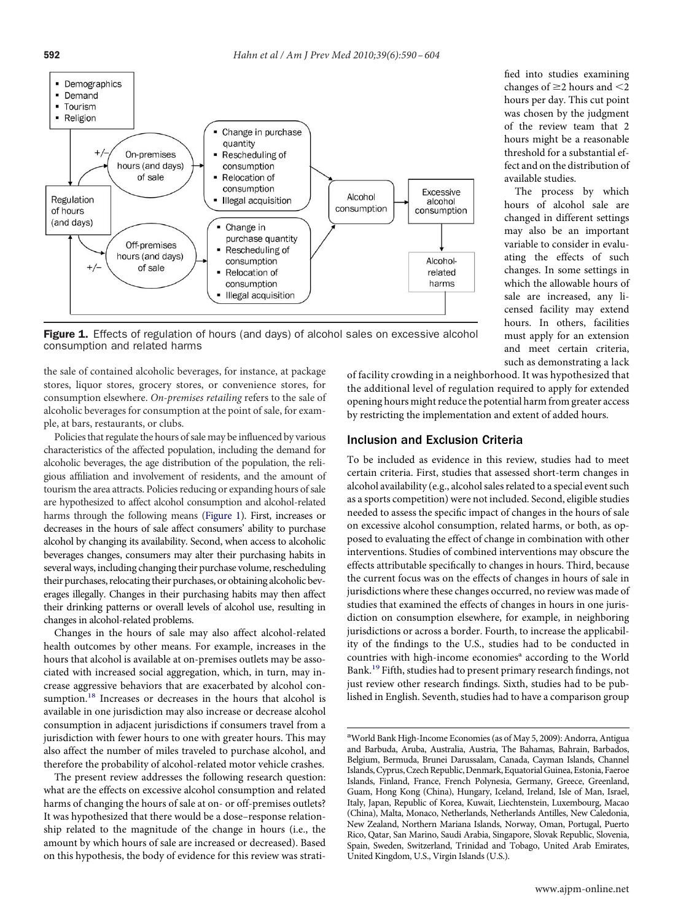Figure 1. Effects of regulation of hours (and days) of alcohol sales on excessive alcohol consumption and related harms

the sale of contained alcoholic beverages, for instance, at package stores, liquor stores, grocery stores, or convenience stores, for consumption elsewhere. *On-premises retailing* refers to the sale of alcoholic beverages for consumption at the point of sale, for example, at bars, restaurants, or clubs.

Policies that regulate the hours of sale may be influenced by various characteristics of the affected population, including the demand for alcoholic beverages, the age distribution of the population, the religious affiliation and involvement of residents, and the amount of tourism the area attracts. Policies reducing or expanding hours of sale are hypothesized to affect alcohol consumption and alcohol-related harms through the following means (Figure 1). First, increases or decreases in the hours of sale affect consumers' ability to purchase alcohol by changing its availability. Second, when access to alcoholic beverages changes, consumers may alter their purchasing habits in several ways, including changing their purchase volume, rescheduling their purchases, relocating their purchases, or obtaining alcoholic beverages illegally. Changes in their purchasing habits may then affect their drinking patterns or overall levels of alcohol use, resulting in changes in alcohol-related problems.

Changes in the hours of sale may also affect alcohol-related health outcomes by other means. For example, increases in the hours that alcohol is available at on-premises outlets may be associated with increased social aggregation, which, in turn, may increase aggressive behaviors that are exacerbated by alcohol consumption.[18] Increases or decreases in the hours that alcohol is available in one jurisdiction may also increase or decrease alcohol consumption in adjacent jurisdictions if consumers travel from a jurisdiction with fewer hours to one with greater hours. This may also affect the number of miles traveled to purchase alcohol, and therefore the probability of alcohol-related motor vehicle crashes.

The present review addresses the following research question: what are the effects on excessive alcohol consumption and related harms of changing the hours of sale at on- or off-premises outlets? It was hypothesized that there would be a dose–response relationship related to the magnitude of the change in hours (i.e., the amount by which hours of sale are increased or decreased). Based on this hypothesis, the body of evidence for this review was stratified into studies examining changes of ≥2 hours and <2 hours per day. This cut point was chosen by the judgment of the review team that 2 hours might be a reasonable threshold for a substantial effect and on the distribution of available studies.

The process by which hours of alcohol sale are changed in different settings may also be an important variable to consider in evaluating the effects of such changes. In some settings in which the allowable hours of sale are increased, any licensed facility may extend hours. In others, facilities must apply for an extension and meet certain criteria, such as demonstrating a lack of facility crowding in a neighborhood. It was hypothesized that the additional level of regulation required to apply for extended opening hours might reduce the potential harm from greater access by restricting the implementation and extent of added hours.

## Inclusion and Exclusion Criteria

To be included as evidence in this review, studies had to meet certain criteria. First, studies that assessed short-term changes in alcohol availability (e.g., alcohol sales related to a special event such as a sports competition) were not included. Second, eligible studies needed to assess the specific impact of changes in the hours of sale on excessive alcohol consumption, related harms, or both, as opposed to evaluating the effect of change in combination with other interventions. Studies of combined interventions may obscure the effects attributable specifically to changes in hours. Third, because the current focus was on the effects of changes in hours of sale in jurisdictions where these changes occurred, no review was made of studies that examined the effects of changes in hours in one jurisdiction on consumption elsewhere, for example, in neighboring jurisdictions or across a border. Fourth, to increase the applicability of the findings to the U.S., studies had to be conducted in countries with high-income economies[a] according to the World Bank.[19] Fifth, studies had to present primary research findings, not just review other research findings. Sixth, studies had to be published in English. Seventh, studies had to have a comparison group

[a]World Bank High-Income Economies (as of May 5, 2009): Andorra, Antigua and Barbuda, Aruba, Australia, Austria, The Bahamas, Bahrain, Barbados, Belgium, Bermuda, Brunei Darussalam, Canada, Cayman Islands, Channel Islands, Cyprus, Czech Republic, Denmark, Equatorial Guinea, Estonia, Faeroe Islands, Finland, France, French Polynesia, Germany, Greece, Greenland, Guam, Hong Kong (China), Hungary, Iceland, Ireland, Isle of Man, Israel, Italy, Japan, Republic of Korea, Kuwait, Liechtenstein, Luxembourg, Macao (China), Malta, Monaco, Netherlands, Netherlands Antilles, New Caledonia, New Zealand, Northern Mariana Islands, Norway, Oman, Portugal, Puerto Rico, Qatar, San Marino, Saudi Arabia, Singapore, Slovak Republic, Slovenia, Spain, Sweden, Switzerland, Trinidad and Tobago, United Arab Emirates, United Kingdom, U.S., Virgin Islands (U.S.).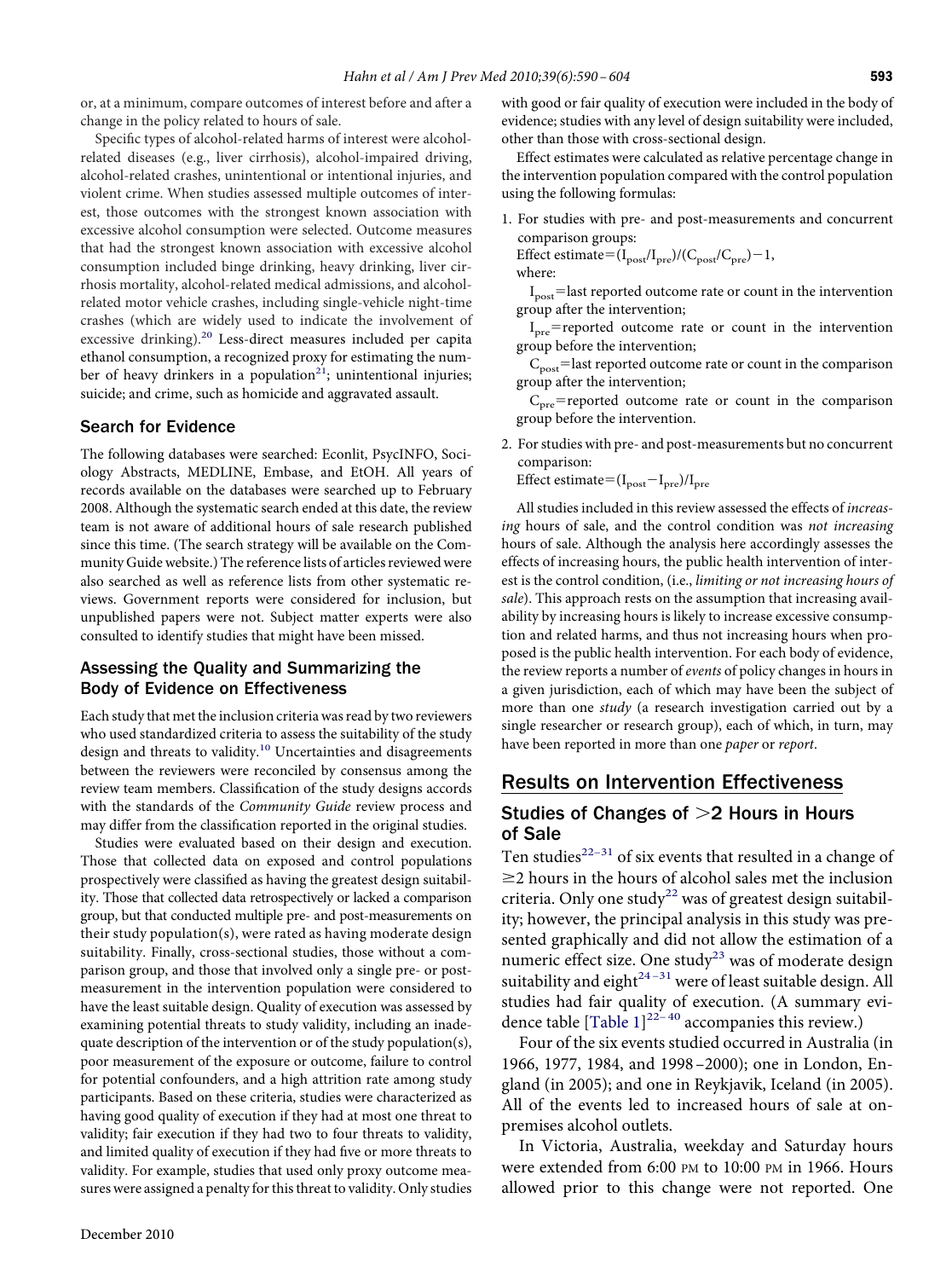or, at a minimum, compare outcomes of interest before and after a change in the policy related to hours of sale.

Specific types of alcohol-related harms of interest were alcohol-related diseases (e.g., liver cirrhosis), alcohol-impaired driving, alcohol-related crashes, unintentional or intentional injuries, and violent crime. When studies assessed multiple outcomes of interest, those outcomes with the strongest known association with excessive alcohol consumption were selected. Outcome measures that had the strongest known association with excessive alcohol consumption included binge drinking, heavy drinking, liver cirrhosis mortality, alcohol-related medical admissions, and alcohol-related motor vehicle crashes, including single-vehicle night-time crashes (which are widely used to indicate the involvement of excessive drinking).[20] Less-direct measures included per capita ethanol consumption, a recognized proxy for estimating the number of heavy drinkers in a population[21]; unintentional injuries; suicide; and crime, such as homicide and aggravated assault.

### Search for Evidence

The following databases were searched: Econlit, PsycINFO, Sociology Abstracts, MEDLINE, Embase, and EtOH. All years of records available on the databases were searched up to February 2008. Although the systematic search ended at this date, the review team is not aware of additional hours of sale research published since this time. (The search strategy will be available on the Community Guide website.) The reference lists of articles reviewed were also searched as well as reference lists from other systematic reviews. Government reports were considered for inclusion, but unpublished papers were not. Subject matter experts were also consulted to identify studies that might have been missed.

### Assessing the Quality and Summarizing the Body of Evidence on Effectiveness

Each study that met the inclusion criteria was read by two reviewers who used standardized criteria to assess the suitability of the study design and threats to validity.[10] Uncertainties and disagreements between the reviewers were reconciled by consensus among the review team members. Classification of the study designs accords with the standards of the *Community Guide* review process and may differ from the classification reported in the original studies.

Studies were evaluated based on their design and execution. Those that collected data on exposed and control populations prospectively were classified as having the greatest design suitability. Those that collected data retrospectively or lacked a comparison group, but that conducted multiple pre- and post-measurements on their study population(s), were rated as having moderate design suitability. Finally, cross-sectional studies, those without a comparison group, and those that involved only a single pre- or post-measurement in the intervention population were considered to have the least suitable design. Quality of execution was assessed by examining potential threats to study validity, including an inadequate description of the intervention or of the study population(s), poor measurement of the exposure or outcome, failure to control for potential confounders, and a high attrition rate among study participants. Based on these criteria, studies were characterized as having good quality of execution if they had at most one threat to validity; fair execution if they had two to four threats to validity, and limited quality of execution if they had five or more threats to validity. For example, studies that used only proxy outcome measures were assigned a penalty for this threat to validity. Only studies with good or fair quality of execution were included in the body of evidence; studies with any level of design suitability were included, other than those with cross-sectional design.

Effect estimates were calculated as relative percentage change in the intervention population compared with the control population using the following formulas:

1. For studies with pre- and post-measurements and concurrent comparison groups:
   Effect estimate $=(I_{post}/I_{pre})/(C_{post}/C_{pre})-1$,
   where:
   $I_{post}$ = last reported outcome rate or count in the intervention group after the intervention;
   $I_{pre}$ = reported outcome rate or count in the intervention group before the intervention;
   $C_{post}$ = last reported outcome rate or count in the comparison group after the intervention;
   $C_{pre}$ = reported outcome rate or count in the comparison group before the intervention.
2. For studies with pre- and post-measurements but no concurrent comparison:
   Effect estimate $=(I_{post}-I_{pre})/I_{pre}$

All studies included in this review assessed the effects of *increasing* hours of sale, and the control condition was *not increasing* hours of sale. Although the analysis here accordingly assesses the effects of increasing hours, the public health intervention of interest is the control condition, (i.e., *limiting or not increasing hours of sale*). This approach rests on the assumption that increasing availability by increasing hours is likely to increase excessive consumption and related harms, and thus not increasing hours when proposed is the public health intervention. For each body of evidence, the review reports a number of *events* of policy changes in hours in a given jurisdiction, each of which may have been the subject of more than one *study* (a research investigation carried out by a single researcher or research group), each of which, in turn, may have been reported in more than one *paper* or *report*.

## Results on Intervention Effectiveness

### Studies of Changes of >2 Hours in Hours of Sale

Ten studies[22–31] of six events that resulted in a change of ≥2 hours in the hours of alcohol sales met the inclusion criteria. Only one study[22] was of greatest design suitability; however, the principal analysis in this study was presented graphically and did not allow the estimation of a numeric effect size. One study[23] was of moderate design suitability and eight[24–31] were of least suitable design. All studies had fair quality of execution. (A summary evidence table [Table 1][22–40] accompanies this review.)

Four of the six events studied occurred in Australia (in 1966, 1977, 1984, and 1998–2000); one in London, England (in 2005); and one in Reykjavik, Iceland (in 2005). All of the events led to increased hours of sale at on-premises alcohol outlets.

In Victoria, Australia, weekday and Saturday hours were extended from 6:00 PM to 10:00 PM in 1966. Hours allowed prior to this change were not reported. One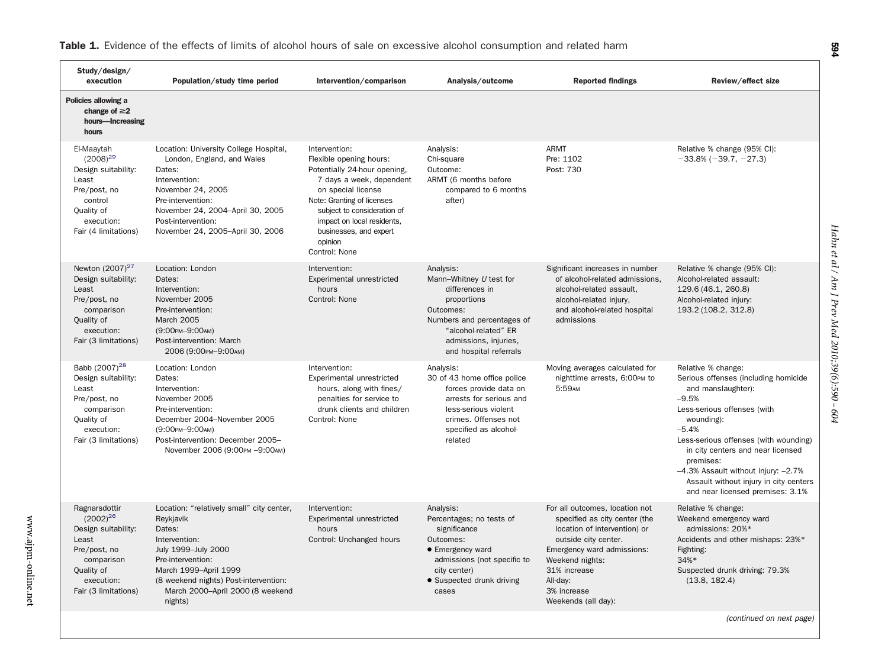**Table 1.** Evidence of the effects of limits of alcohol hours of sale on excessive alcohol consumption and related harm

| Study/design/ execution | Population/study time period | Intervention/comparison | Analysis/outcome | Reported findings | Review/effect size |
|---|---|---|---|---|---|
| **Policies allowing a change of ≥2 hours—Increasing hours** | | | | | |
| El-Maaytah (2008)[29] Design suitability: Least Pre/post, no control Quality of execution: Fair (4 limitations) | Location: University College Hospital, London, England, and Wales Dates: Intervention: November 24, 2005 Pre-intervention: November 24, 2004–April 30, 2005 Post-intervention: November 24, 2005–April 30, 2006 | Intervention: Flexible opening hours: Potentially 24-hour opening, 7 days a week, dependent on special license Note: Granting of licenses subject to consideration of impact on local residents, businesses, and expert opinion Control: None | Analysis: Chi-square Outcome: ARMT (6 months before compared to 6 months after) | ARMT Pre: 1102 Post: 730 | Relative % change (95% CI): −33.8% (−39.7, −27.3) |
| Newton (2007)[27] Design suitability: Least Pre/post, no comparison Quality of execution: Fair (3 limitations) | Location: London Dates: Intervention: November 2005 Pre-intervention: March 2005 (9:00PM–9:00AM) Post-intervention: March 2006 (9:00PM–9:00AM) | Intervention: Experimental unrestricted hours Control: None | Analysis: Mann–Whitney *U* test for differences in proportions Outcomes: Numbers and percentages of "alcohol-related" ER admissions, injuries, and hospital referrals | Significant increases in number of alcohol-related admissions, alcohol-related assault, alcohol-related injury, and alcohol-related hospital admissions | Relative % change (95% CI): Alcohol-related assault: 129.6 (46.1, 260.8) Alcohol-related injury: 193.2 (108.2, 312.8) |
| Babb (2007)[28] Design suitability: Least Pre/post, no comparison Quality of execution: Fair (3 limitations) | Location: London Dates: Intervention: November 2005 Pre-intervention: December 2004–November 2005 (9:00PM–9:00AM) Post-intervention: December 2005–November 2006 (9:00PM –9:00AM) | Intervention: Experimental unrestricted hours, along with fines/penalties for service to drunk clients and children Control: None | Analysis: 30 of 43 home office police forces provide data on arrests for serious and less-serious violent crimes. Offenses not specified as alcohol-related | Moving averages calculated for nighttime arrests, 6:00PM to 5:59AM | Relative % change: Serious offenses (including homicide and manslaughter): –9.5% Less-serious offenses (with wounding): –5.4% Less-serious offenses (with wounding) in city centers and near licensed premises: –4.3% Assault without injury: –2.7% Assault without injury in city centers and near licensed premises: 3.1% |
| Ragnarsdottir (2002)[26] Design suitability: Least Pre/post, no comparison Quality of execution: Fair (3 limitations) | Location: "relatively small" city center, Reykjavik Dates: Intervention: July 1999–July 2000 Pre-intervention: March 1999–April 1999 (8 weekend nights) Post-intervention: March 2000–April 2000 (8 weekend nights) | Intervention: Experimental unrestricted hours Control: Unchanged hours | Analysis: Percentages; no tests of significance Outcomes: • Emergency ward admissions (not specific to city center) • Suspected drunk driving cases | For all outcomes, location not specified as city center (the location of intervention) or outside city center. Emergency ward admissions: Weekend nights: 31% increase All-day: 3% increase Weekends (all day): | Relative % change: Weekend emergency ward admissions: 20%* Accidents and other mishaps: 23%* Fighting: 34%* Suspected drunk driving: 79.3% (13.8, 182.4) |

*(continued on next page)*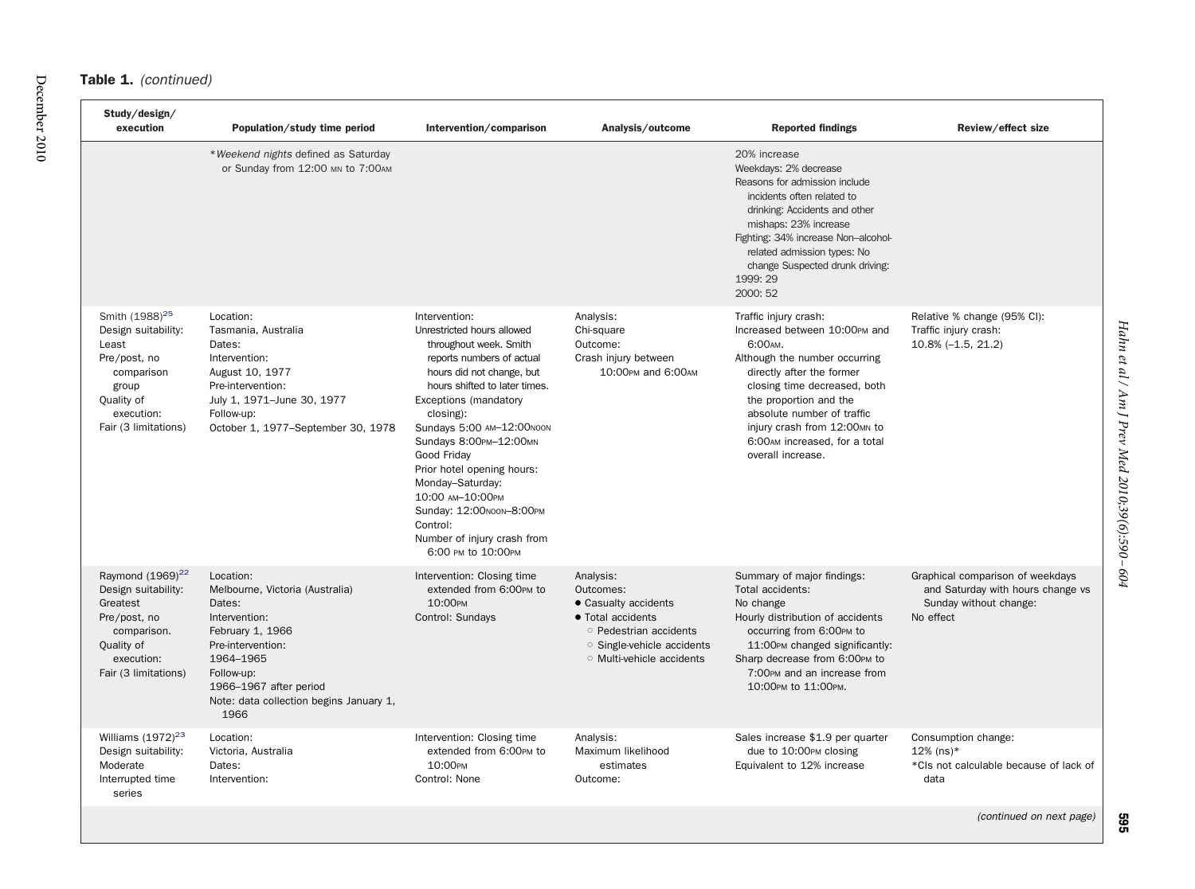**Table 1.** *(continued)*

| Study/design/ execution | Population/study time period | Intervention/comparison | Analysis/outcome | Reported findings | Review/effect size |
|---|---|---|---|---|---|
| | **Weekend nights* defined as Saturday or Sunday from 12:00 MN to 7:00AM | | | 20% increase<br>Weekdays: 2% decrease<br>Reasons for admission include incidents often related to drinking: Accidents and other mishaps: 23% increase<br>Fighting: 34% increase Non–alcohol-related admission types: No change Suspected drunk driving:<br>1999: 29<br>2000: 52 | |
| Smith (1988)[25]<br>Design suitability: Least<br>Pre/post, no comparison group<br>Quality of execution: Fair (3 limitations) | Location:<br>Tasmania, Australia<br>Dates:<br>Intervention:<br>August 10, 1977<br>Pre-intervention:<br>July 1, 1971–June 30, 1977<br>Follow-up:<br>October 1, 1977–September 30, 1978 | Intervention:<br>Unrestricted hours allowed throughout week. Smith reports numbers of actual hours did not change, but hours shifted to later times.<br>Exceptions (mandatory closing):<br>Sundays 5:00 AM–12:00NOON<br>Sundays 8:00PM–12:00MN<br>Good Friday<br>Prior hotel opening hours:<br>Monday–Saturday:<br>10:00 AM–10:00PM<br>Sunday: 12:00NOON–8:00PM<br>Control:<br>Number of injury crash from 6:00 PM to 10:00PM | Analysis:<br>Chi-square<br>Outcome:<br>Crash injury between 10:00PM and 6:00AM | Traffic injury crash:<br>Increased between 10:00PM and 6:00AM.<br>Although the number occurring directly after the former closing time decreased, both the proportion and the absolute number of traffic injury crash from 12:00MN to 6:00AM increased, for a total overall increase. | Relative % change (95% CI):<br>Traffic injury crash:<br>10.8% (–1.5, 21.2) |
| Raymond (1969)[22]<br>Design suitability: Greatest<br>Pre/post, no comparison.<br>Quality of execution: Fair (3 limitations) | Location:<br>Melbourne, Victoria (Australia)<br>Dates:<br>Intervention:<br>February 1, 1966<br>Pre-intervention:<br>1964–1965<br>Follow-up:<br>1966–1967 after period<br>Note: data collection begins January 1, 1966 | Intervention: Closing time extended from 6:00PM to 10:00PM<br>Control: Sundays | Analysis:<br>Outcomes:<br>• Casualty accidents<br>• Total accidents<br>○ Pedestrian accidents<br>○ Single-vehicle accidents<br>○ Multi-vehicle accidents | Summary of major findings:<br>Total accidents:<br>No change<br>Hourly distribution of accidents occurring from 6:00PM to 11:00PM changed significantly:<br>Sharp decrease from 6:00PM to 7:00PM and an increase from 10:00PM to 11:00PM. | Graphical comparison of weekdays and Saturday with hours change vs Sunday without change:<br>No effect |
| Williams (1972)[23]<br>Design suitability: Moderate<br>Interrupted time series | Location:<br>Victoria, Australia<br>Dates:<br>Intervention: | Intervention: Closing time extended from 6:00PM to 10:00PM<br>Control: None | Analysis:<br>Maximum likelihood estimates<br>Outcome: | Sales increase $1.9 per quarter due to 10:00PM closing<br>Equivalent to 12% increase | Consumption change:<br>12% (ns)*<br>*CIs not calculable because of lack of data |

*(continued on next page)*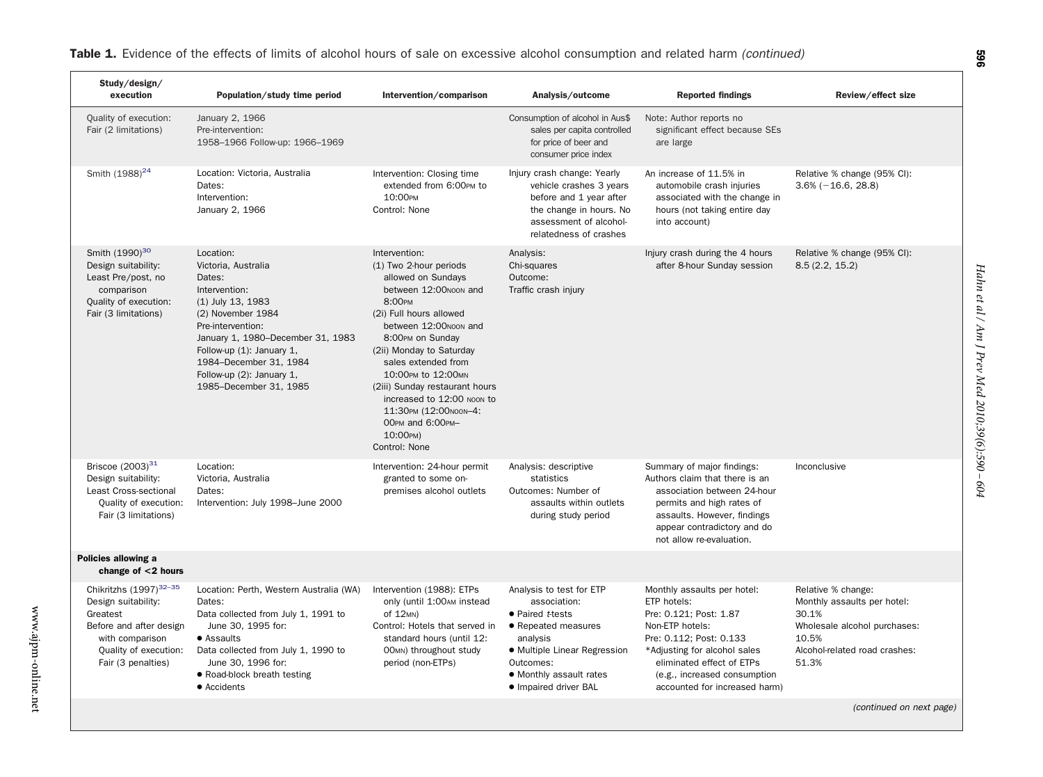**Table 1.** Evidence of the effects of limits of alcohol hours of sale on excessive alcohol consumption and related harm *(continued)*

| Study/design/ execution | Population/study time period | Intervention/comparison | Analysis/outcome | Reported findings | Review/effect size |
|---|---|---|---|---|---|
| Quality of execution: Fair (2 limitations) | January 2, 1966 Pre-intervention: 1958–1966 Follow-up: 1966–1969 | | Consumption of alcohol in Aus$ sales per capita controlled for price of beer and consumer price index | Note: Author reports no significant effect because SEs are large | |
| Smith (1988)[24] | Location: Victoria, Australia Dates: Intervention: January 2, 1966 | Intervention: Closing time extended from 6:00PM to 10:00PM Control: None | Injury crash change: Yearly vehicle crashes 3 years before and 1 year after the change in hours. No assessment of alcohol-relatedness of crashes | An increase of 11.5% in automobile crash injuries associated with the change in hours (not taking entire day into account) | Relative % change (95% CI): 3.6% (−16.6, 28.8) |
| Smith (1990)[30] Design suitability: Least Pre/post, no comparison Quality of execution: Fair (3 limitations) | Location: Victoria, Australia Dates: Intervention: (1) July 13, 1983 (2) November 1984 Pre-intervention: January 1, 1980–December 31, 1983 Follow-up (1): January 1, 1984–December 31, 1984 Follow-up (2): January 1, 1985–December 31, 1985 | Intervention: (1) Two 2-hour periods allowed on Sundays between 12:00NOON and 8:00PM (2i) Full hours allowed between 12:00NOON and 8:00PM on Sunday (2ii) Monday to Saturday sales extended from 10:00PM to 12:00MN (2iii) Sunday restaurant hours increased to 12:00 NOON to 11:30PM (12:00NOON–4:00PM and 6:00PM–10:00PM) Control: None | Analysis: Chi-squares Outcome: Traffic crash injury | Injury crash during the 4 hours after 8-hour Sunday session | Relative % change (95% CI): 8.5 (2.2, 15.2) |
| Briscoe (2003)[31] Design suitability: Least Cross-sectional Quality of execution: Fair (3 limitations) | Location: Victoria, Australia Dates: Intervention: July 1998–June 2000 | Intervention: 24-hour permit granted to some on-premises alcohol outlets | Analysis: descriptive statistics Outcomes: Number of assaults within outlets during study period | Summary of major findings: Authors claim that there is an association between 24-hour permits and high rates of assaults. However, findings appear contradictory and do not allow re-evaluation. | Inconclusive |
| **Policies allowing a change of <2 hours** | | | | | |
| Chikritzhs (1997)[32–35] Design suitability: Greatest Before and after design with comparison Quality of execution: Fair (3 penalties) | Location: Perth, Western Australia (WA) Dates: Data collected from July 1, 1991 to June 30, 1995 for: • Assaults Data collected from July 1, 1990 to June 30, 1996 for: • Road-block breath testing • Accidents | Intervention (1988): ETPs only (until 1:00AM instead of 12MN) Control: Hotels that served in standard hours (until 12:00MN) throughout study period (non-ETPs) | Analysis to test for ETP association: • Paired *t*-tests • Repeated measures analysis • Multiple Linear Regression Outcomes: • Monthly assault rates • Impaired driver BAL | Monthly assaults per hotel: ETP hotels: Pre: 0.121; Post: 1.87 Non-ETP hotels: Pre: 0.112; Post: 0.133 *Adjusting for alcohol sales eliminated effect of ETPs (e.g., increased consumption accounted for increased harm) | Relative % change: Monthly assaults per hotel: 30.1% Wholesale alcohol purchases: 10.5% Alcohol-related road crashes: 51.3% |

*(continued on next page)*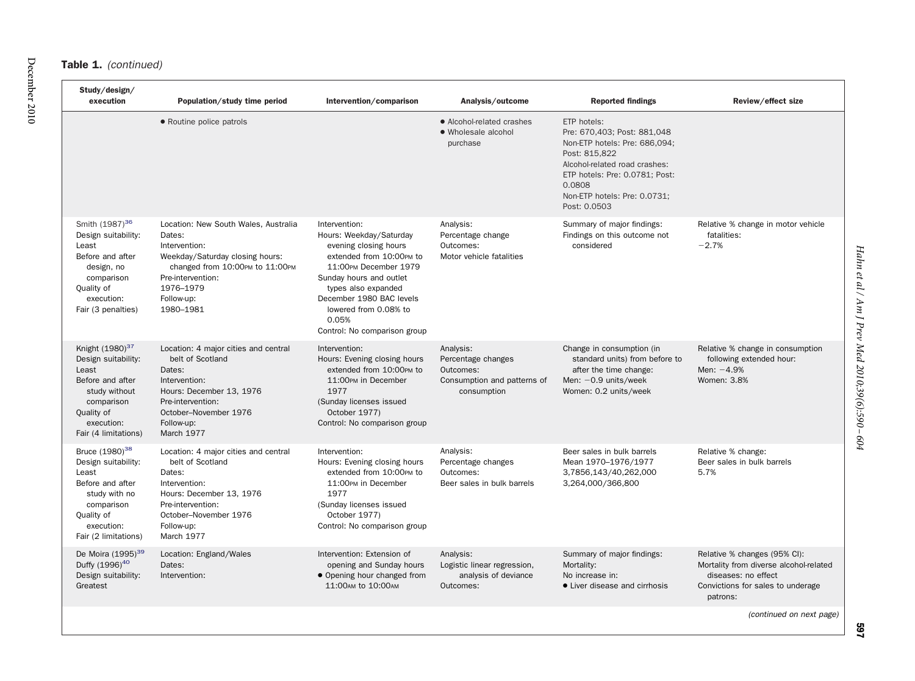**Table 1.** *(continued)*

| Study/design/ execution | Population/study time period | Intervention/comparison | Analysis/outcome | Reported findings | Review/effect size |
|---|---|---|---|---|---|
| | • Routine police patrols | | • Alcohol-related crashes<br>• Wholesale alcohol purchase | ETP hotels:<br>Pre: 670,403; Post: 881,048<br>Non-ETP hotels: Pre: 686,094; Post: 815,822<br>Alcohol-related road crashes:<br>ETP hotels: Pre: 0.0781; Post: 0.0808<br>Non-ETP hotels: Pre: 0.0731; Post: 0.0503 | |
| Smith (1987)[36]<br>Design suitability: Least<br>Before and after design, no comparison<br>Quality of execution: Fair (3 penalties) | Location: New South Wales, Australia<br>Dates:<br>Intervention:<br>Weekday/Saturday closing hours: changed from 10:00PM to 11:00PM<br>Pre-intervention:<br>1976–1979<br>Follow-up:<br>1980–1981 | Intervention:<br>Hours: Weekday/Saturday evening closing hours extended from 10:00PM to 11:00PM December 1979<br>Sunday hours and outlet types also expanded<br>December 1980 BAC levels lowered from 0.08% to 0.05%<br>Control: No comparison group | Analysis:<br>Percentage change<br>Outcomes:<br>Motor vehicle fatalities | Summary of major findings:<br>Findings on this outcome not considered | Relative % change in motor vehicle fatalities:<br>−2.7% |
| Knight (1980)[37]<br>Design suitability: Least<br>Before and after study without comparison<br>Quality of execution: Fair (4 limitations) | Location: 4 major cities and central belt of Scotland<br>Dates:<br>Intervention:<br>Hours: December 13, 1976<br>Pre-intervention:<br>October–November 1976<br>Follow-up:<br>March 1977 | Intervention:<br>Hours: Evening closing hours extended from 10:00PM to 11:00PM in December 1977<br>(Sunday licenses issued October 1977)<br>Control: No comparison group | Analysis:<br>Percentage changes<br>Outcomes:<br>Consumption and patterns of consumption | Change in consumption (in standard units) from before to after the time change:<br>Men: −0.9 units/week<br>Women: 0.2 units/week | Relative % change in consumption following extended hour:<br>Men: −4.9%<br>Women: 3.8% |
| Bruce (1980)[38]<br>Design suitability: Least<br>Before and after study with no comparison<br>Quality of execution: Fair (2 limitations) | Location: 4 major cities and central belt of Scotland<br>Dates:<br>Intervention:<br>Hours: December 13, 1976<br>Pre-intervention:<br>October–November 1976<br>Follow-up:<br>March 1977 | Intervention:<br>Hours: Evening closing hours extended from 10:00PM to 11:00PM in December 1977<br>(Sunday licenses issued October 1977)<br>Control: No comparison group | Analysis:<br>Percentage changes<br>Outcomes:<br>Beer sales in bulk barrels | Beer sales in bulk barrels<br>Mean 1970–1976/1977<br>3,7856,143/40,262,000<br>3,264,000/366,800 | Relative % change:<br>Beer sales in bulk barrels<br>5.7% |
| De Moira (1995)[39]<br>Duffy (1996)[40]<br>Design suitability: Greatest | Location: England/Wales<br>Dates:<br>Intervention: | Intervention: Extension of opening and Sunday hours<br>• Opening hour changed from 11:00AM to 10:00AM | Analysis:<br>Logistic linear regression, analysis of deviance<br>Outcomes: | Summary of major findings:<br>Mortality:<br>No increase in:<br>• Liver disease and cirrhosis | Relative % changes (95% CI):<br>Mortality from diverse alcohol-related diseases: no effect<br>Convictions for sales to underage patrons: |

*(continued on next page)*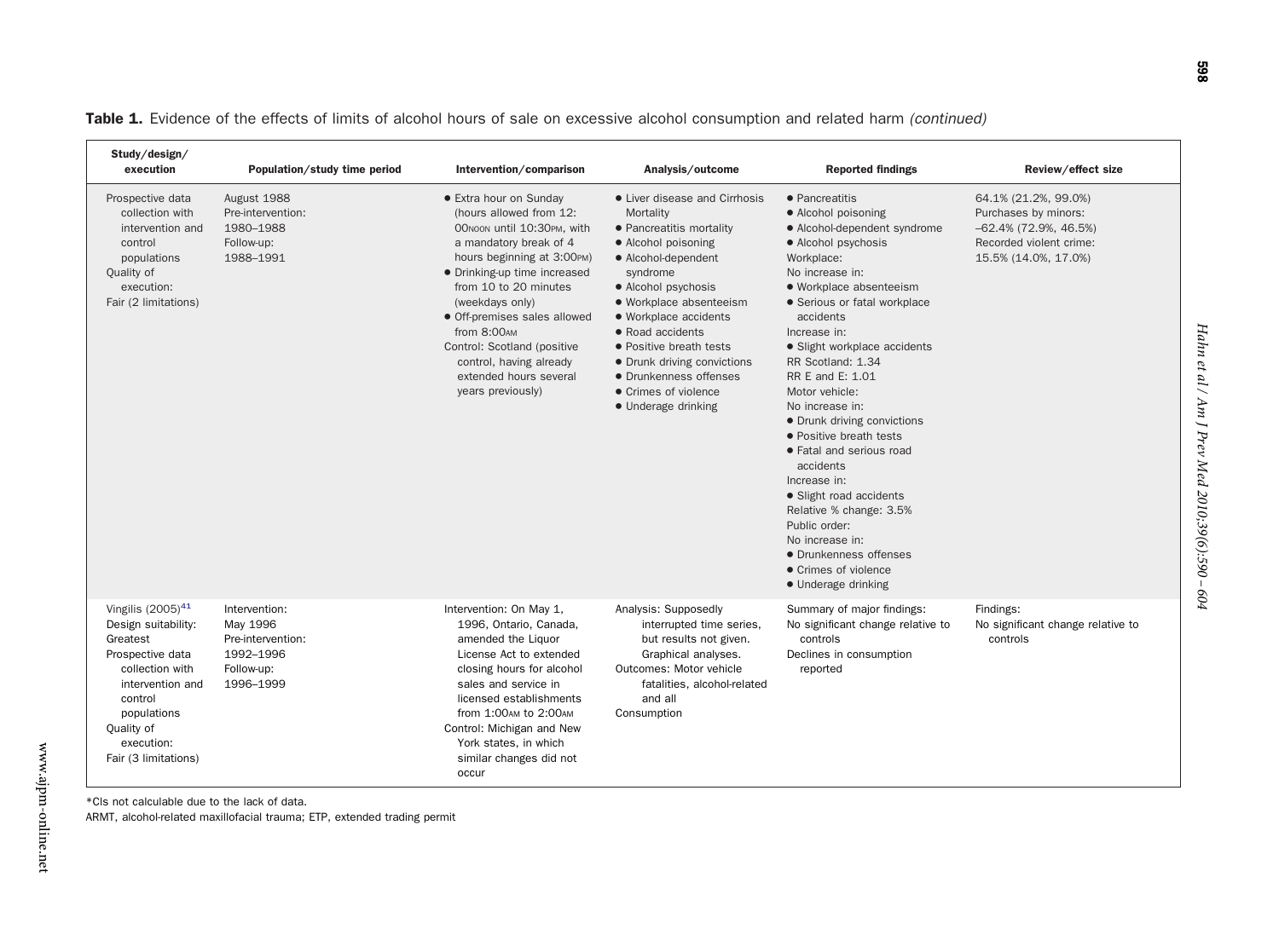**Table 1.** Evidence of the effects of limits of alcohol hours of sale on excessive alcohol consumption and related harm *(continued)*

| Study/design/ execution | Population/study time period | Intervention/comparison | Analysis/outcome | Reported findings | Review/effect size |
|---|---|---|---|---|---|
| Prospective data collection with intervention and control populations<br>Quality of execution:<br>Fair (2 limitations) | August 1988<br>Pre-intervention:<br>1980–1988<br>Follow-up:<br>1988–1991 | • Extra hour on Sunday (hours allowed from 12:00NOON until 10:30PM, with a mandatory break of 4 hours beginning at 3:00PM)<br>• Drinking-up time increased from 10 to 20 minutes (weekdays only)<br>• Off-premises sales allowed from 8:00AM<br>Control: Scotland (positive control, having already extended hours several years previously) | • Liver disease and Cirrhosis Mortality<br>• Pancreatitis mortality<br>• Alcohol poisoning<br>• Alcohol-dependent syndrome<br>• Alcohol psychosis<br>• Workplace absenteeism<br>• Workplace accidents<br>• Road accidents<br>• Positive breath tests<br>• Drunk driving convictions<br>• Drunkenness offenses<br>• Crimes of violence<br>• Underage drinking | • Pancreatitis<br>• Alcohol poisoning<br>• Alcohol-dependent syndrome<br>• Alcohol psychosis<br>Workplace:<br>No increase in:<br>• Workplace absenteeism<br>• Serious or fatal workplace accidents<br>Increase in:<br>• Slight workplace accidents<br>RR Scotland: 1.34<br>RR E and E: 1.01<br>Motor vehicle:<br>No increase in:<br>• Drunk driving convictions<br>• Positive breath tests<br>• Fatal and serious road accidents<br>Increase in:<br>• Slight road accidents<br>Relative % change: 3.5%<br>Public order:<br>No increase in:<br>• Drunkenness offenses<br>• Crimes of violence<br>• Underage drinking | 64.1% (21.2%, 99.0%)<br>Purchases by minors:<br>–62.4% (72.9%, 46.5%)<br>Recorded violent crime:<br>15.5% (14.0%, 17.0%) |
| Vingilis (2005)[41]<br>Design suitability:<br>Greatest<br>Prospective data collection with intervention and control populations<br>Quality of execution:<br>Fair (3 limitations) | Intervention:<br>May 1996<br>Pre-intervention:<br>1992–1996<br>Follow-up:<br>1996–1999 | Intervention: On May 1, 1996, Ontario, Canada, amended the Liquor License Act to extended closing hours for alcohol sales and service in licensed establishments from 1:00AM to 2:00AM<br>Control: Michigan and New York states, in which similar changes did not occur | Analysis: Supposedly interrupted time series, but results not given. Graphical analyses.<br>Outcomes: Motor vehicle fatalities, alcohol-related and all<br>Consumption | Summary of major findings:<br>No significant change relative to controls<br>Declines in consumption reported | Findings:<br>No significant change relative to controls |

*CIs not calculable due to the lack of data.

ARMT, alcohol-related maxillofacial trauma; ETP, extended trading permit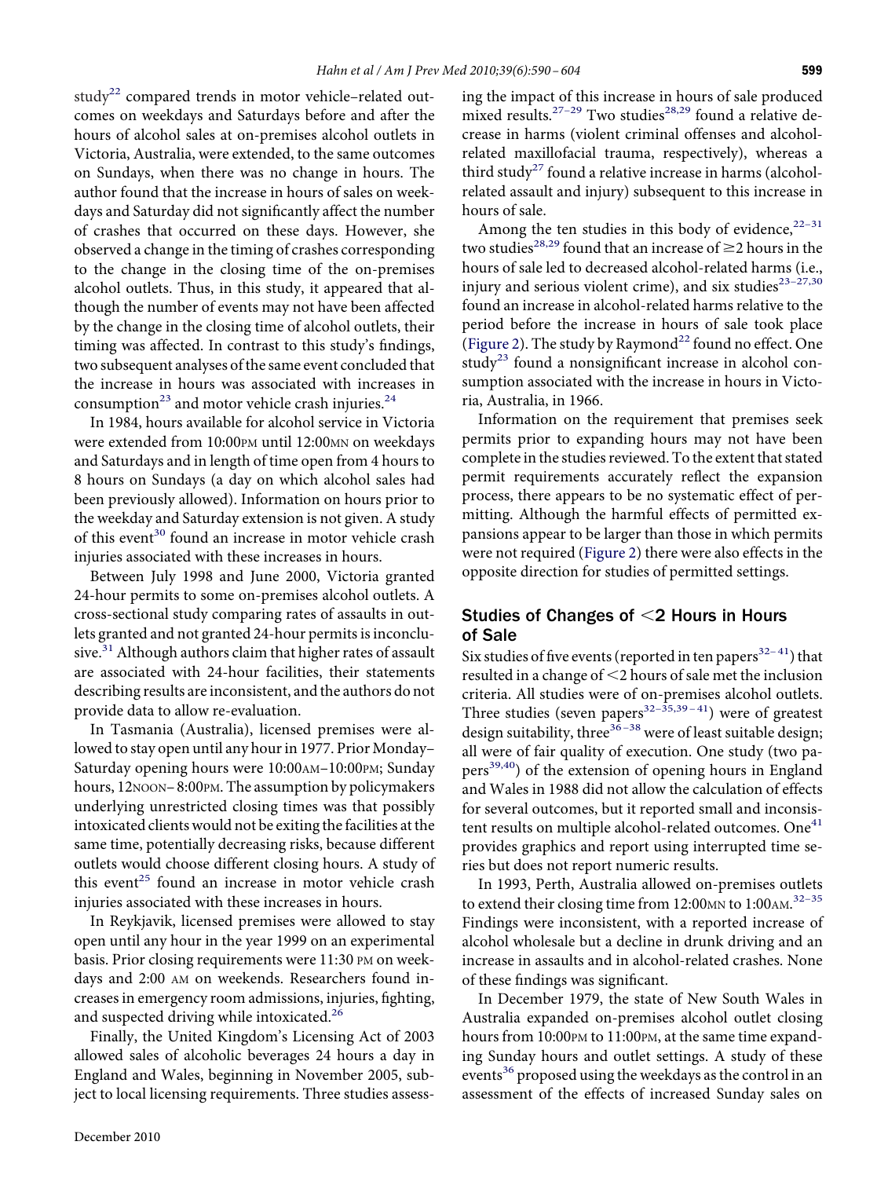study[22] compared trends in motor vehicle–related outcomes on weekdays and Saturdays before and after the hours of alcohol sales at on-premises alcohol outlets in Victoria, Australia, were extended, to the same outcomes on Sundays, when there was no change in hours. The author found that the increase in hours of sales on weekdays and Saturday did not significantly affect the number of crashes that occurred on these days. However, she observed a change in the timing of crashes corresponding to the change in the closing time of the on-premises alcohol outlets. Thus, in this study, it appeared that although the number of events may not have been affected by the change in the closing time of alcohol outlets, their timing was affected. In contrast to this study's findings, two subsequent analyses of the same event concluded that the increase in hours was associated with increases in consumption[23] and motor vehicle crash injuries.[24]

In 1984, hours available for alcohol service in Victoria were extended from 10:00PM until 12:00MN on weekdays and Saturdays and in length of time open from 4 hours to 8 hours on Sundays (a day on which alcohol sales had been previously allowed). Information on hours prior to the weekday and Saturday extension is not given. A study of this event[30] found an increase in motor vehicle crash injuries associated with these increases in hours.

Between July 1998 and June 2000, Victoria granted 24-hour permits to some on-premises alcohol outlets. A cross-sectional study comparing rates of assaults in outlets granted and not granted 24-hour permits is inconclusive.[31] Although authors claim that higher rates of assault are associated with 24-hour facilities, their statements describing results are inconsistent, and the authors do not provide data to allow re-evaluation.

In Tasmania (Australia), licensed premises were allowed to stay open until any hour in 1977. Prior Monday–Saturday opening hours were 10:00AM–10:00PM; Sunday hours, 12NOON–8:00PM. The assumption by policymakers underlying unrestricted closing times was that possibly intoxicated clients would not be exiting the facilities at the same time, potentially decreasing risks, because different outlets would choose different closing hours. A study of this event[25] found an increase in motor vehicle crash injuries associated with these increases in hours.

In Reykjavik, licensed premises were allowed to stay open until any hour in the year 1999 on an experimental basis. Prior closing requirements were 11:30 PM on weekdays and 2:00 AM on weekends. Researchers found increases in emergency room admissions, injuries, fighting, and suspected driving while intoxicated.[26]

Finally, the United Kingdom's Licensing Act of 2003 allowed sales of alcoholic beverages 24 hours a day in England and Wales, beginning in November 2005, subject to local licensing requirements. Three studies assessing the impact of this increase in hours of sale produced mixed results.[27–29] Two studies[28,29] found a relative decrease in harms (violent criminal offenses and alcohol-related maxillofacial trauma, respectively), whereas a third study[27] found a relative increase in harms (alcohol-related assault and injury) subsequent to this increase in hours of sale.

Among the ten studies in this body of evidence,[22–31] two studies[28,29] found that an increase of ≥2 hours in the hours of sale led to decreased alcohol-related harms (i.e., injury and serious violent crime), and six studies[23–27,30] found an increase in alcohol-related harms relative to the period before the increase in hours of sale took place (Figure 2). The study by Raymond[22] found no effect. One study[23] found a nonsignificant increase in alcohol consumption associated with the increase in hours in Victoria, Australia, in 1966.

Information on the requirement that premises seek permits prior to expanding hours may not have been complete in the studies reviewed. To the extent that stated permit requirements accurately reflect the expansion process, there appears to be no systematic effect of permitting. Although the harmful effects of permitted expansions appear to be larger than those in which permits were not required (Figure 2) there were also effects in the opposite direction for studies of permitted settings.

## Studies of Changes of <2 Hours in Hours of Sale

Six studies of five events (reported in ten papers[32–41]) that resulted in a change of <2 hours of sale met the inclusion criteria. All studies were of on-premises alcohol outlets. Three studies (seven papers[32–35,39–41]) were of greatest design suitability, three[36–38] were of least suitable design; all were of fair quality of execution. One study (two papers[39,40]) of the extension of opening hours in England and Wales in 1988 did not allow the calculation of effects for several outcomes, but it reported small and inconsistent results on multiple alcohol-related outcomes. One[41] provides graphics and report using interrupted time series but does not report numeric results.

In 1993, Perth, Australia allowed on-premises outlets to extend their closing time from 12:00MN to 1:00AM.[32–35] Findings were inconsistent, with a reported increase of alcohol wholesale but a decline in drunk driving and an increase in assaults and in alcohol-related crashes. None of these findings was significant.

In December 1979, the state of New South Wales in Australia expanded on-premises alcohol outlet closing hours from 10:00PM to 11:00PM, at the same time expanding Sunday hours and outlet settings. A study of these events[36] proposed using the weekdays as the control in an assessment of the effects of increased Sunday sales on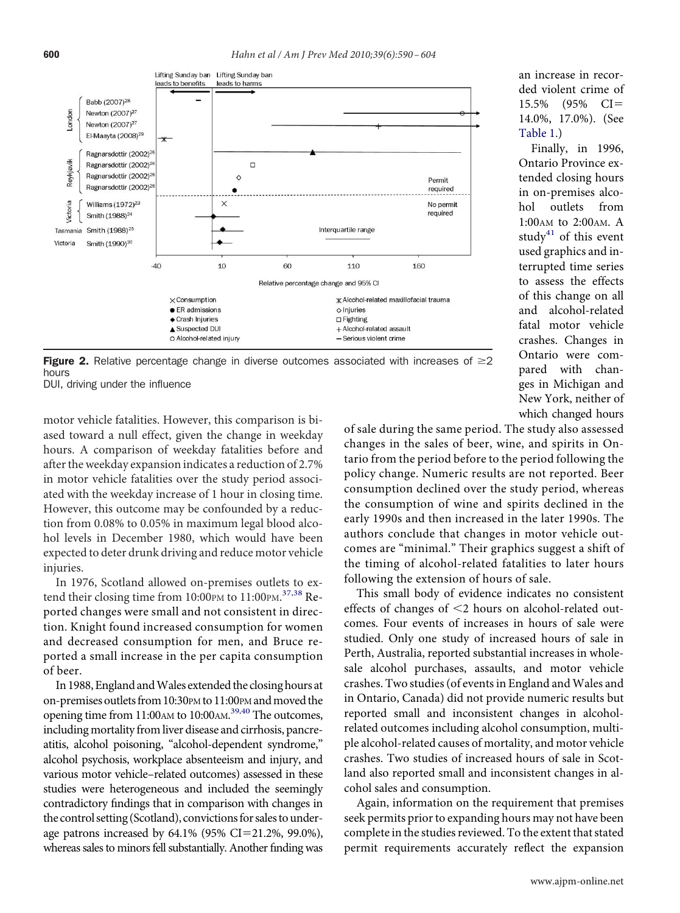Figure 2. Relative percentage change in diverse outcomes associated with increases of ≥2 hours
DUI, driving under the influence

an increase in recorded violent crime of 15.5% (95% CI=14.0%, 17.0%). (See Table 1.)

Finally, in 1996, Ontario Province extended closing hours in on-premises alcohol outlets from 1:00AM to 2:00AM. A study[41] of this event used graphics and interrupted time series to assess the effects of this change on all and alcohol-related fatal motor vehicle crashes. Changes in Ontario were compared with changes in Michigan and New York, neither of which changed hours

motor vehicle fatalities. However, this comparison is biased toward a null effect, given the change in weekday hours. A comparison of weekday fatalities before and after the weekday expansion indicates a reduction of 2.7% in motor vehicle fatalities over the study period associated with the weekday increase of 1 hour in closing time. However, this outcome may be confounded by a reduction from 0.08% to 0.05% in maximum legal blood alcohol levels in December 1980, which would have been expected to deter drunk driving and reduce motor vehicle injuries.

In 1976, Scotland allowed on-premises outlets to extend their closing time from 10:00PM to 11:00PM.[37,38] Reported changes were small and not consistent in direction. Knight found increased consumption for women and decreased consumption for men, and Bruce reported a small increase in the per capita consumption of beer.

In 1988, England and Wales extended the closing hours at on-premises outlets from 10:30PM to 11:00PM and moved the opening time from 11:00AM to 10:00AM.[39,40] The outcomes, including mortality from liver disease and cirrhosis, pancreatitis, alcohol poisoning, "alcohol-dependent syndrome," alcohol psychosis, workplace absenteeism and injury, and various motor vehicle–related outcomes) assessed in these studies were heterogeneous and included the seemingly contradictory findings that in comparison with changes in the control setting (Scotland), convictions for sales to underage patrons increased by 64.1% (95% CI=21.2%, 99.0%), whereas sales to minors fell substantially. Another finding was

of sale during the same period. The study also assessed changes in the sales of beer, wine, and spirits in Ontario from the period before to the period following the policy change. Numeric results are not reported. Beer consumption declined over the study period, whereas the consumption of wine and spirits declined in the early 1990s and then increased in the later 1990s. The authors conclude that changes in motor vehicle outcomes are "minimal." Their graphics suggest a shift of the timing of alcohol-related fatalities to later hours following the extension of hours of sale.

This small body of evidence indicates no consistent effects of changes of <2 hours on alcohol-related outcomes. Four events of increases in hours of sale were studied. Only one study of increased hours of sale in Perth, Australia, reported substantial increases in wholesale alcohol purchases, assaults, and motor vehicle crashes. Two studies (of events in England and Wales and in Ontario, Canada) did not provide numeric results but reported small and inconsistent changes in alcohol-related outcomes including alcohol consumption, multiple alcohol-related causes of mortality, and motor vehicle crashes. Two studies of increased hours of sale in Scotland also reported small and inconsistent changes in alcohol sales and consumption.

Again, information on the requirement that premises seek permits prior to expanding hours may not have been complete in the studies reviewed. To the extent that stated permit requirements accurately reflect the expansion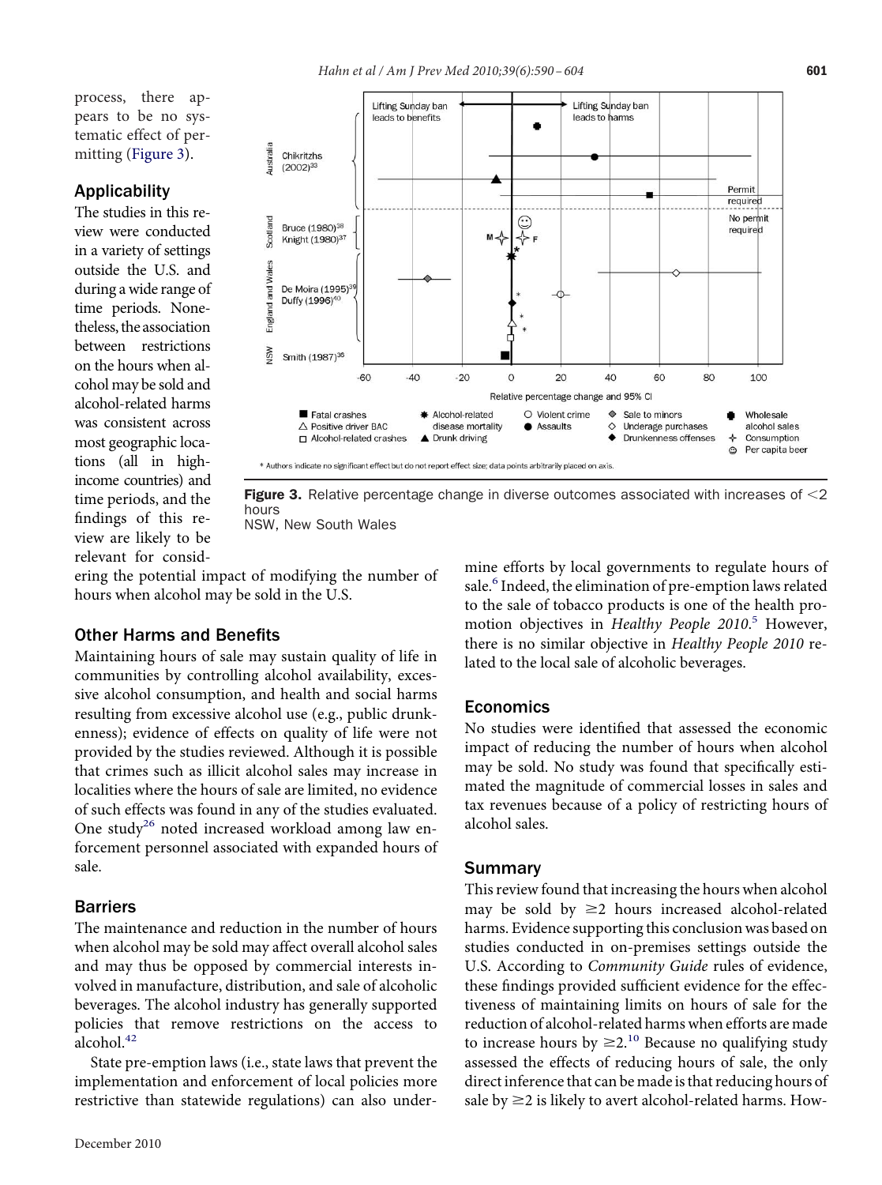process, there appears to be no systematic effect of permitting (Figure 3).

## Applicability

The studies in this review were conducted in a variety of settings outside the U.S. and during a wide range of time periods. Nonetheless, the association between restrictions on the hours when alcohol may be sold and alcohol-related harms was consistent across most geographic locations (all in high-income countries) and time periods, and the findings of this review are likely to be relevant for considering the potential impact of modifying the number of hours when alcohol may be sold in the U.S.

**Figure 3.** Relative percentage change in diverse outcomes associated with increases of <2 hours
NSW, New South Wales

## Other Harms and Benefits

Maintaining hours of sale may sustain quality of life in communities by controlling alcohol availability, excessive alcohol consumption, and health and social harms resulting from excessive alcohol use (e.g., public drunkenness); evidence of effects on quality of life were not provided by the studies reviewed. Although it is possible that crimes such as illicit alcohol sales may increase in localities where the hours of sale are limited, no evidence of such effects was found in any of the studies evaluated. One study[26] noted increased workload among law enforcement personnel associated with expanded hours of sale.

## Barriers

The maintenance and reduction in the number of hours when alcohol may be sold may affect overall alcohol sales and may thus be opposed by commercial interests involved in manufacture, distribution, and sale of alcoholic beverages. The alcohol industry has generally supported policies that remove restrictions on the access to alcohol.[42]

State pre-emption laws (i.e., state laws that prevent the implementation and enforcement of local policies more restrictive than statewide regulations) can also undermine efforts by local governments to regulate hours of sale.[6] Indeed, the elimination of pre-emption laws related to the sale of tobacco products is one of the health promotion objectives in *Healthy People 2010*.[5] However, there is no similar objective in *Healthy People 2010* related to the local sale of alcoholic beverages.

## Economics

No studies were identified that assessed the economic impact of reducing the number of hours when alcohol may be sold. No study was found that specifically estimated the magnitude of commercial losses in sales and tax revenues because of a policy of restricting hours of alcohol sales.

## Summary

This review found that increasing the hours when alcohol may be sold by ≥2 hours increased alcohol-related harms. Evidence supporting this conclusion was based on studies conducted in on-premises settings outside the U.S. According to *Community Guide* rules of evidence, these findings provided sufficient evidence for the effectiveness of maintaining limits on hours of sale for the reduction of alcohol-related harms when efforts are made to increase hours by ≥2.[10] Because no qualifying study assessed the effects of reducing hours of sale, the only direct inference that can be made is that reducing hours of sale by ≥2 is likely to avert alcohol-related harms. How-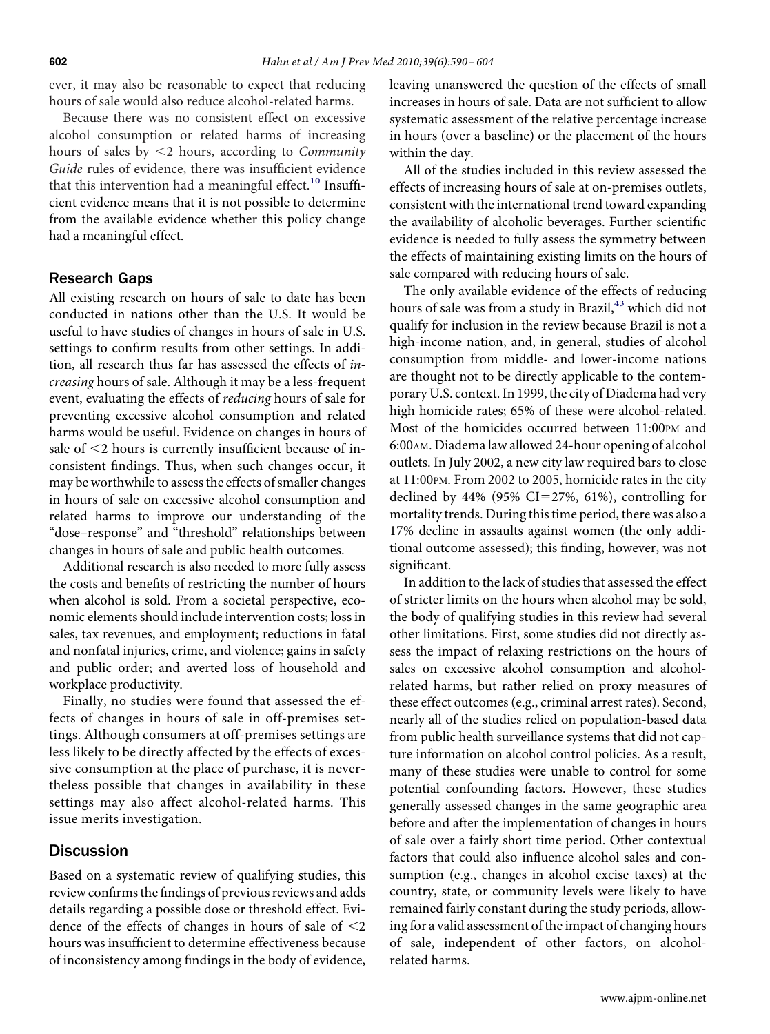ever, it may also be reasonable to expect that reducing hours of sale would also reduce alcohol-related harms.

Because there was no consistent effect on excessive alcohol consumption or related harms of increasing hours of sales by <2 hours, according to *Community Guide* rules of evidence, there was insufficient evidence that this intervention had a meaningful effect.[10] Insufficient evidence means that it is not possible to determine from the available evidence whether this policy change had a meaningful effect.

### Research Gaps

All existing research on hours of sale to date has been conducted in nations other than the U.S. It would be useful to have studies of changes in hours of sale in U.S. settings to confirm results from other settings. In addition, all research thus far has assessed the effects of *increasing* hours of sale. Although it may be a less-frequent event, evaluating the effects of *reducing* hours of sale for preventing excessive alcohol consumption and related harms would be useful. Evidence on changes in hours of sale of <2 hours is currently insufficient because of inconsistent findings. Thus, when such changes occur, it may be worthwhile to assess the effects of smaller changes in hours of sale on excessive alcohol consumption and related harms to improve our understanding of the "dose–response" and "threshold" relationships between changes in hours of sale and public health outcomes.

Additional research is also needed to more fully assess the costs and benefits of restricting the number of hours when alcohol is sold. From a societal perspective, economic elements should include intervention costs; loss in sales, tax revenues, and employment; reductions in fatal and nonfatal injuries, crime, and violence; gains in safety and public order; and averted loss of household and workplace productivity.

Finally, no studies were found that assessed the effects of changes in hours of sale in off-premises settings. Although consumers at off-premises settings are less likely to be directly affected by the effects of excessive consumption at the place of purchase, it is nevertheless possible that changes in availability in these settings may also affect alcohol-related harms. This issue merits investigation.

## Discussion

Based on a systematic review of qualifying studies, this review confirms the findings of previous reviews and adds details regarding a possible dose or threshold effect. Evidence of the effects of changes in hours of sale of <2 hours was insufficient to determine effectiveness because of inconsistency among findings in the body of evidence, leaving unanswered the question of the effects of small increases in hours of sale. Data are not sufficient to allow systematic assessment of the relative percentage increase in hours (over a baseline) or the placement of the hours within the day.

All of the studies included in this review assessed the effects of increasing hours of sale at on-premises outlets, consistent with the international trend toward expanding the availability of alcoholic beverages. Further scientific evidence is needed to fully assess the symmetry between the effects of maintaining existing limits on the hours of sale compared with reducing hours of sale.

The only available evidence of the effects of reducing hours of sale was from a study in Brazil,[43] which did not qualify for inclusion in the review because Brazil is not a high-income nation, and, in general, studies of alcohol consumption from middle- and lower-income nations are thought not to be directly applicable to the contemporary U.S. context. In 1999, the city of Diadema had very high homicide rates; 65% of these were alcohol-related. Most of the homicides occurred between 11:00PM and 6:00AM. Diadema law allowed 24-hour opening of alcohol outlets. In July 2002, a new city law required bars to close at 11:00PM. From 2002 to 2005, homicide rates in the city declined by 44% (95% CI=27%, 61%), controlling for mortality trends. During this time period, there was also a 17% decline in assaults against women (the only additional outcome assessed); this finding, however, was not significant.

In addition to the lack of studies that assessed the effect of stricter limits on the hours when alcohol may be sold, the body of qualifying studies in this review had several other limitations. First, some studies did not directly assess the impact of relaxing restrictions on the hours of sales on excessive alcohol consumption and alcohol-related harms, but rather relied on proxy measures of these effect outcomes (e.g., criminal arrest rates). Second, nearly all of the studies relied on population-based data from public health surveillance systems that did not capture information on alcohol control policies. As a result, many of these studies were unable to control for some potential confounding factors. However, these studies generally assessed changes in the same geographic area before and after the implementation of changes in hours of sale over a fairly short time period. Other contextual factors that could also influence alcohol sales and consumption (e.g., changes in alcohol excise taxes) at the country, state, or community levels were likely to have remained fairly constant during the study periods, allowing for a valid assessment of the impact of changing hours of sale, independent of other factors, on alcohol-related harms.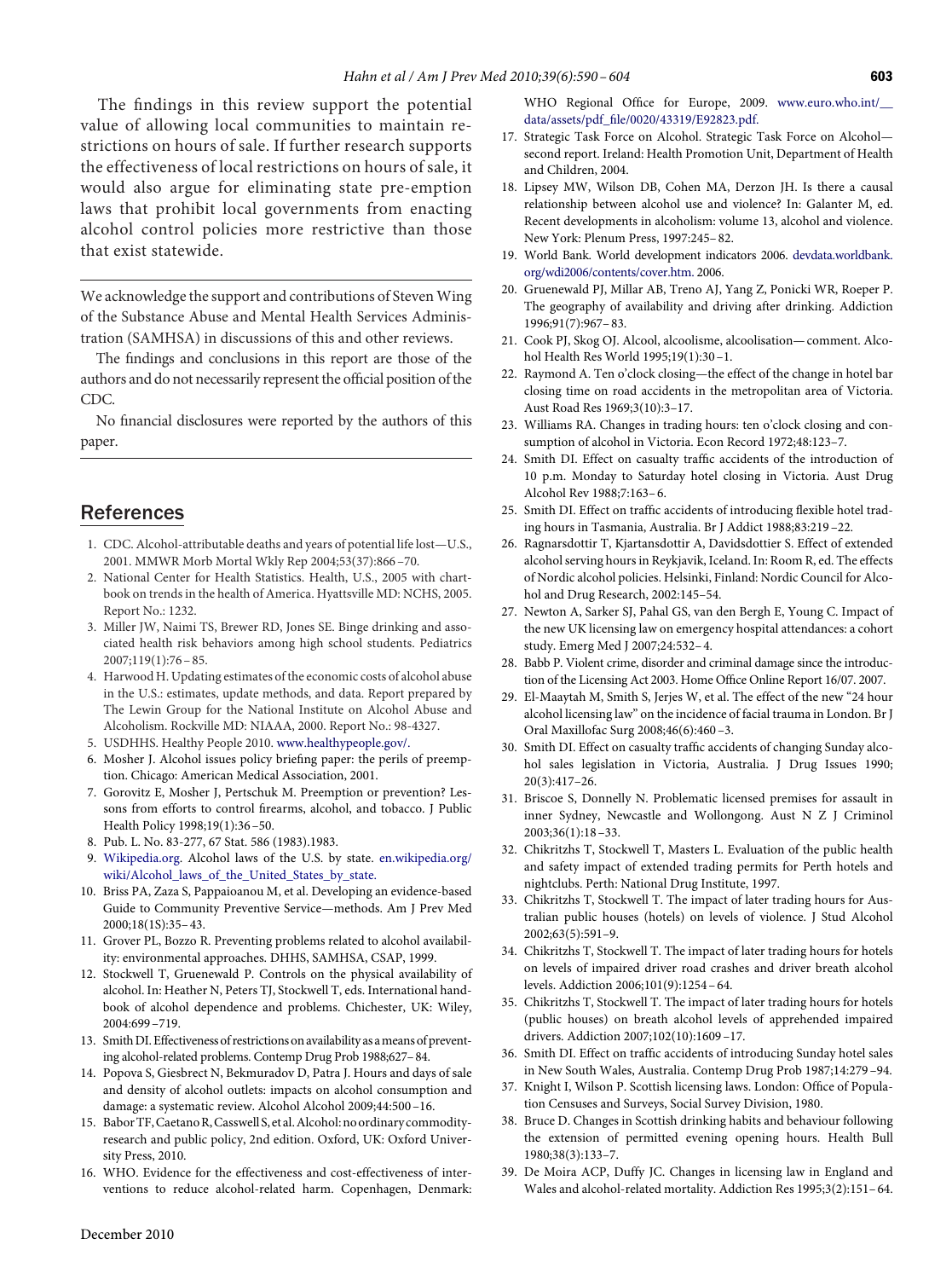The findings in this review support the potential value of allowing local communities to maintain restrictions on hours of sale. If further research supports the effectiveness of local restrictions on hours of sale, it would also argue for eliminating state pre-emption laws that prohibit local governments from enacting alcohol control policies more restrictive than those that exist statewide.

---

We acknowledge the support and contributions of Steven Wing of the Substance Abuse and Mental Health Services Administration (SAMHSA) in discussions of this and other reviews.

The findings and conclusions in this report are those of the authors and do not necessarily represent the official position of the CDC.

No financial disclosures were reported by the authors of this paper.

---

## References

1. CDC. Alcohol-attributable deaths and years of potential life lost—U.S., 2001. MMWR Morb Mortal Wkly Rep 2004;53(37):866–70.
2. National Center for Health Statistics. Health, U.S., 2005 with chartbook on trends in the health of America. Hyattsville MD: NCHS, 2005. Report No.: 1232.
3. Miller JW, Naimi TS, Brewer RD, Jones SE. Binge drinking and associated health risk behaviors among high school students. Pediatrics 2007;119(1):76–85.
4. Harwood H. Updating estimates of the economic costs of alcohol abuse in the U.S.: estimates, update methods, and data. Report prepared by The Lewin Group for the National Institute on Alcohol Abuse and Alcoholism. Rockville MD: NIAAA, 2000. Report No.: 98-4327.
5. USDHHS. Healthy People 2010. www.healthypeople.gov/.
6. Mosher J. Alcohol issues policy briefing paper: the perils of preemption. Chicago: American Medical Association, 2001.
7. Gorovitz E, Mosher J, Pertschuk M. Preemption or prevention? Lessons from efforts to control firearms, alcohol, and tobacco. J Public Health Policy 1998;19(1):36–50.
8. Pub. L. No. 83-277, 67 Stat. 586 (1983).1983.
9. Wikipedia.org. Alcohol laws of the U.S. by state. en.wikipedia.org/wiki/Alcohol_laws_of_the_United_States_by_state.
10. Briss PA, Zaza S, Pappaioanou M, et al. Developing an evidence-based Guide to Community Preventive Service—methods. Am J Prev Med 2000;18(1S):35–43.
11. Grover PL, Bozzo R. Preventing problems related to alcohol availability: environmental approaches. DHHS, SAMHSA, CSAP, 1999.
12. Stockwell T, Gruenewald P. Controls on the physical availability of alcohol. In: Heather N, Peters TJ, Stockwell T, eds. International handbook of alcohol dependence and problems. Chichester, UK: Wiley, 2004:699–719.
13. Smith DI. Effectiveness of restrictions on availability as a means of preventing alcohol-related problems. Contemp Drug Prob 1988;627–84.
14. Popova S, Giesbrecht N, Bekmuradov D, Patra J. Hours and days of sale and density of alcohol outlets: impacts on alcohol consumption and damage: a systematic review. Alcohol Alcohol 2009;44:500–16.
15. Babor TF, Caetano R, Casswell S, et al. Alcohol: no ordinary commodity-research and public policy, 2nd edition. Oxford, UK: Oxford University Press, 2010.
16. WHO. Evidence for the effectiveness and cost-effectiveness of interventions to reduce alcohol-related harm. Copenhagen, Denmark: WHO Regional Office for Europe, 2009. www.euro.who.int/__data/assets/pdf_file/0020/43319/E92823.pdf.
17. Strategic Task Force on Alcohol. Strategic Task Force on Alcohol—second report. Ireland: Health Promotion Unit, Department of Health and Children, 2004.
18. Lipsey MW, Wilson DB, Cohen MA, Derzon JH. Is there a causal relationship between alcohol use and violence? In: Galanter M, ed. Recent developments in alcoholism: volume 13, alcohol and violence. New York: Plenum Press, 1997:245–82.
19. World Bank. World development indicators 2006. devdata.worldbank.org/wdi2006/contents/cover.htm. 2006.
20. Gruenewald PJ, Millar AB, Treno AJ, Yang Z, Ponicki WR, Roeper P. The geography of availability and driving after drinking. Addiction 1996;91(7):967–83.
21. Cook PJ, Skog OJ. Alcool, alcoolisme, alcoolisation—comment. Alcohol Health Res World 1995;19(1):30–1.
22. Raymond A. Ten o'clock closing—the effect of the change in hotel bar closing time on road accidents in the metropolitan area of Victoria. Aust Road Res 1969;3(10):3–17.
23. Williams RA. Changes in trading hours: ten o'clock closing and consumption of alcohol in Victoria. Econ Record 1972;48:123–7.
24. Smith DI. Effect on casualty traffic accidents of the introduction of 10 p.m. Monday to Saturday hotel closing in Victoria. Aust Drug Alcohol Rev 1988;7:163–6.
25. Smith DI. Effect on traffic accidents of introducing flexible hotel trading hours in Tasmania, Australia. Br J Addict 1988;83:219–22.
26. Ragnarsdottir T, Kjartansdottir A, Davidsdottier S. Effect of extended alcohol serving hours in Reykjavik, Iceland. In: Room R, ed. The effects of Nordic alcohol policies. Helsinki, Finland: Nordic Council for Alcohol and Drug Research, 2002:145–54.
27. Newton A, Sarker SJ, Pahal GS, van den Bergh E, Young C. Impact of the new UK licensing law on emergency hospital attendances: a cohort study. Emerg Med J 2007;24:532–4.
28. Babb P. Violent crime, disorder and criminal damage since the introduction of the Licensing Act 2003. Home Office Online Report 16/07. 2007.
29. El-Maaytah M, Smith S, Jerjes W, et al. The effect of the new "24 hour alcohol licensing law" on the incidence of facial trauma in London. Br J Oral Maxillofac Surg 2008;46(6):460–3.
30. Smith DI. Effect on casualty traffic accidents of changing Sunday alcohol sales legislation in Victoria, Australia. J Drug Issues 1990; 20(3):417–26.
31. Briscoe S, Donnelly N. Problematic licensed premises for assault in inner Sydney, Newcastle and Wollongong. Aust N Z J Criminol 2003;36(1):18–33.
32. Chikritzhs T, Stockwell T, Masters L. Evaluation of the public health and safety impact of extended trading permits for Perth hotels and nightclubs. Perth: National Drug Institute, 1997.
33. Chikritzhs T, Stockwell T. The impact of later trading hours for Australian public houses (hotels) on levels of violence. J Stud Alcohol 2002;63(5):591–9.
34. Chikritzhs T, Stockwell T. The impact of later trading hours for hotels on levels of impaired driver road crashes and driver breath alcohol levels. Addiction 2006;101(9):1254–64.
35. Chikritzhs T, Stockwell T. The impact of later trading hours for hotels (public houses) on breath alcohol levels of apprehended impaired drivers. Addiction 2007;102(10):1609–17.
36. Smith DI. Effect on traffic accidents of introducing Sunday hotel sales in New South Wales, Australia. Contemp Drug Prob 1987;14:279–94.
37. Knight I, Wilson P. Scottish licensing laws. London: Office of Population Censuses and Surveys, Social Survey Division, 1980.
38. Bruce D. Changes in Scottish drinking habits and behaviour following the extension of permitted evening opening hours. Health Bull 1980;38(3):133–7.
39. De Moira ACP, Duffy JC. Changes in licensing law in England and Wales and alcohol-related mortality. Addiction Res 1995;3(2):151–64.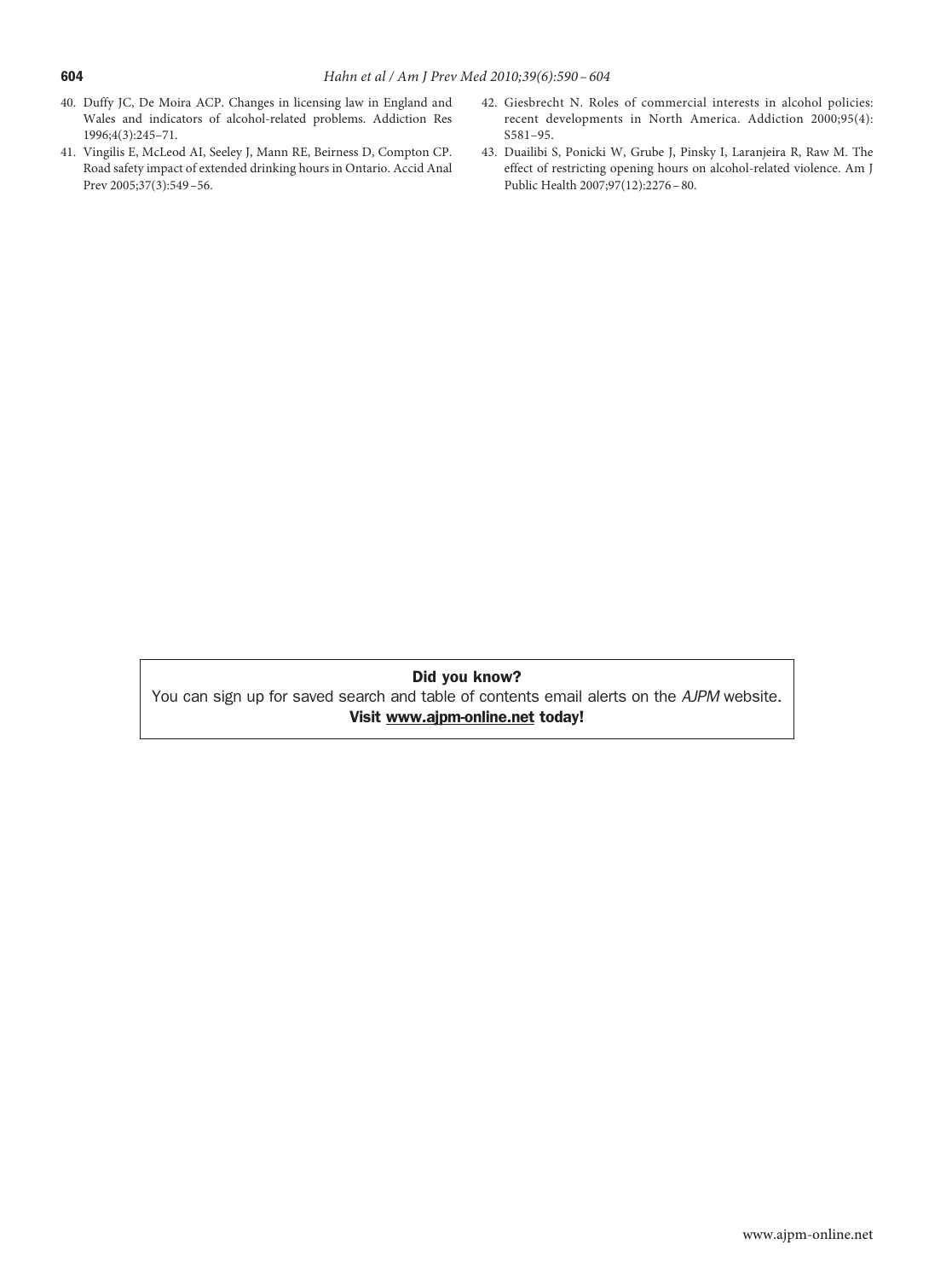40. Duffy JC, De Moira ACP. Changes in licensing law in England and Wales and indicators of alcohol-related problems. Addiction Res 1996;4(3):245–71.
41. Vingilis E, McLeod AI, Seeley J, Mann RE, Beirness D, Compton CP. Road safety impact of extended drinking hours in Ontario. Accid Anal Prev 2005;37(3):549–56.
42. Giesbrecht N. Roles of commercial interests in alcohol policies: recent developments in North America. Addiction 2000;95(4): S581–95.
43. Duailibi S, Ponicki W, Grube J, Pinsky I, Laranjeira R, Raw M. The effect of restricting opening hours on alcohol-related violence. Am J Public Health 2007;97(12):2276–80.

**Did you know?**

You can sign up for saved search and table of contents email alerts on the *AJPM* website.

**Visit www.ajpm-online.net today!**